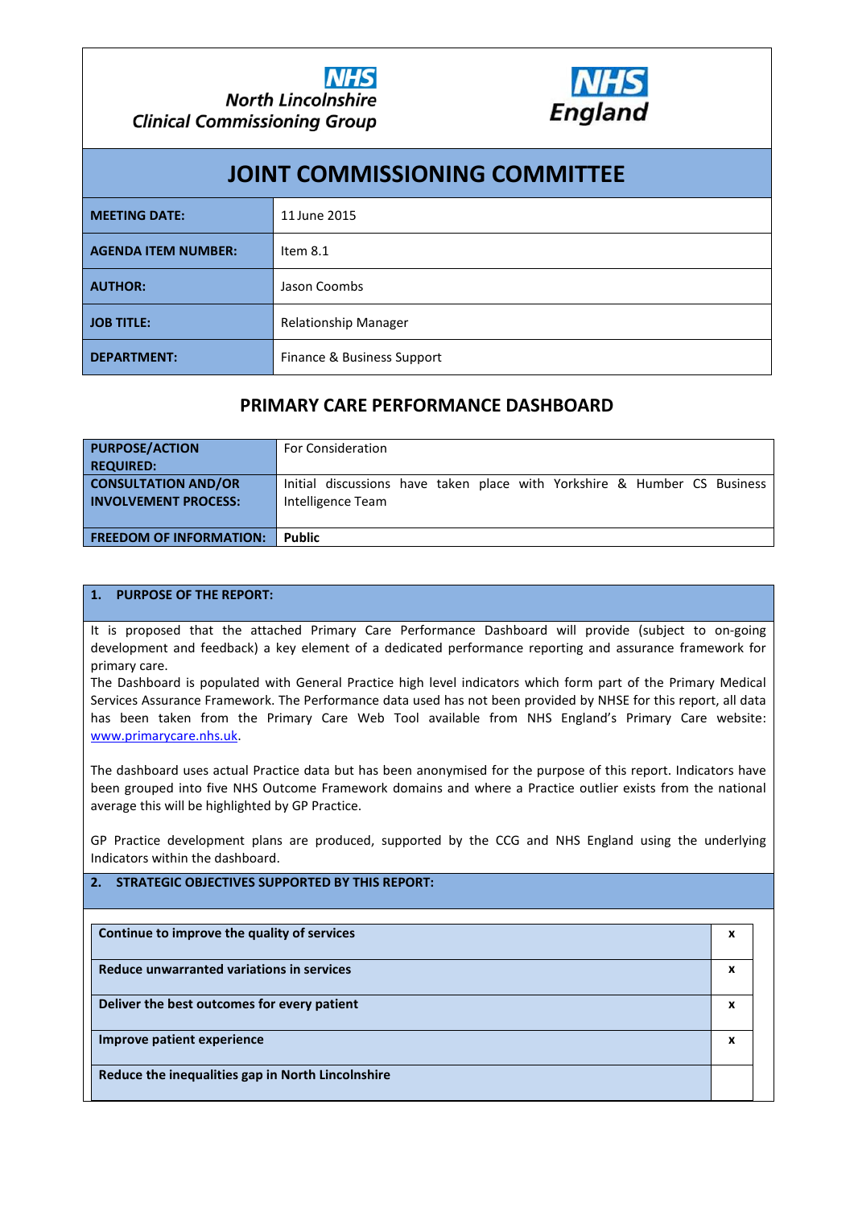NHS North Lincolnshire Clinical Commissioning Group

NHS England

# JOINT COMMISSIONING COMMITTEE

| | |
|---|---|
| **MEETING DATE:** | 11 June 2015 |
| **AGENDA ITEM NUMBER:** | Item 8.1 |
| **AUTHOR:** | Jason Coombs |
| **JOB TITLE:** | Relationship Manager |
| **DEPARTMENT:** | Finance & Business Support |

## PRIMARY CARE PERFORMANCE DASHBOARD

| | |
|---|---|
| **PURPOSE/ACTION REQUIRED:** | For Consideration |
| **CONSULTATION AND/OR INVOLVEMENT PROCESS:** | Initial discussions have taken place with Yorkshire & Humber CS Business Intelligence Team |
| **FREEDOM OF INFORMATION:** | **Public** |

### 1. PURPOSE OF THE REPORT:

It is proposed that the attached Primary Care Performance Dashboard will provide (subject to on-going development and feedback) a key element of a dedicated performance reporting and assurance framework for primary care.

The Dashboard is populated with General Practice high level indicators which form part of the Primary Medical Services Assurance Framework. The Performance data used has not been provided by NHSE for this report, all data has been taken from the Primary Care Web Tool available from NHS England's Primary Care website: www.primarycare.nhs.uk.

The dashboard uses actual Practice data but has been anonymised for the purpose of this report. Indicators have been grouped into five NHS Outcome Framework domains and where a Practice outlier exists from the national average this will be highlighted by GP Practice.

GP Practice development plans are produced, supported by the CCG and NHS England using the underlying Indicators within the dashboard.

### 2. STRATEGIC OBJECTIVES SUPPORTED BY THIS REPORT:

| | |
|---|---|
| **Continue to improve the quality of services** | **x** |
| **Reduce unwarranted variations in services** | **x** |
| **Deliver the best outcomes for every patient** | **x** |
| **Improve patient experience** | **x** |
| **Reduce the inequalities gap in North Lincolnshire** | |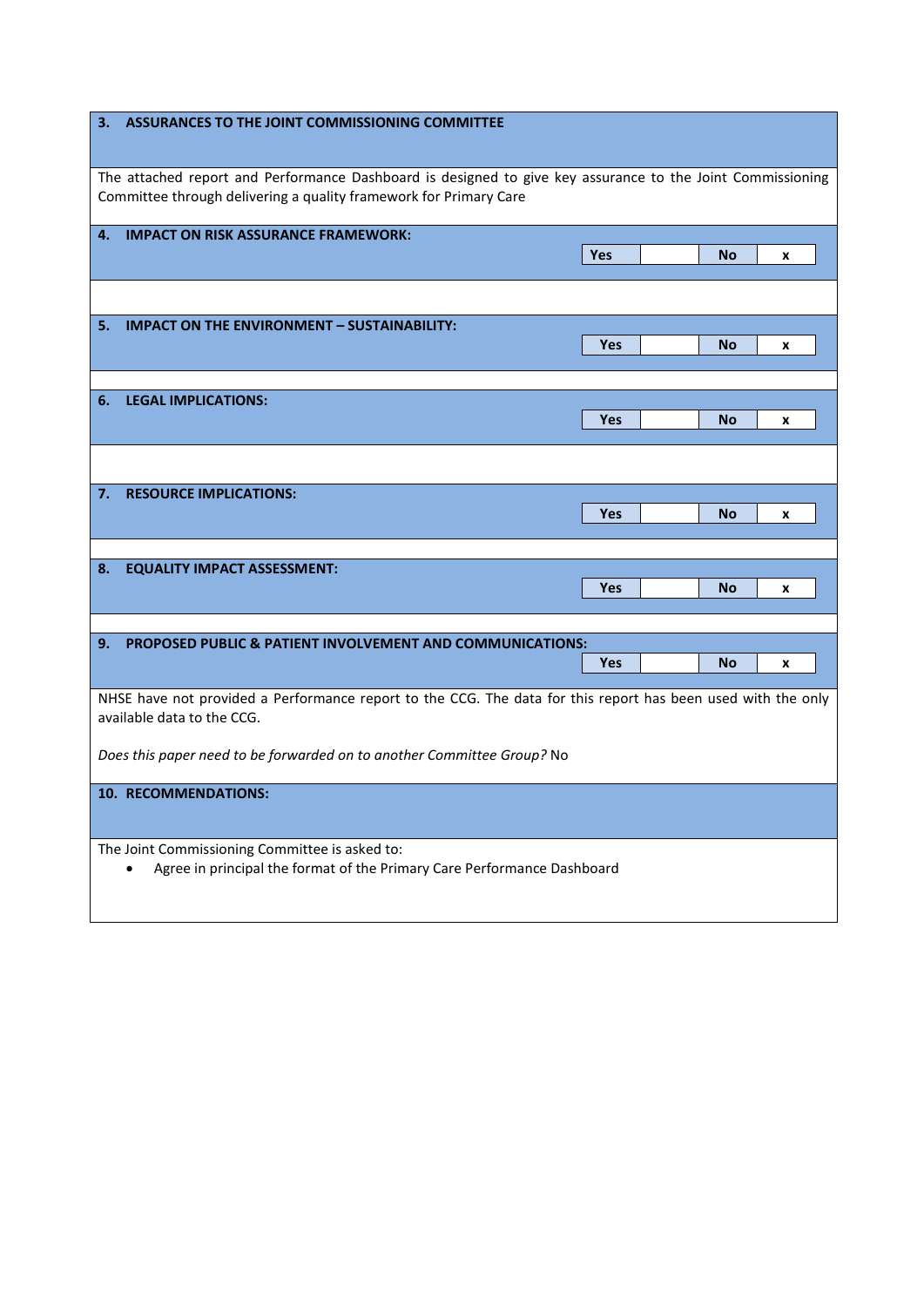## 3. ASSURANCES TO THE JOINT COMMISSIONING COMMITTEE

The attached report and Performance Dashboard is designed to give key assurance to the Joint Commissioning Committee through delivering a quality framework for Primary Care

## 4. IMPACT ON RISK ASSURANCE FRAMEWORK:

| Yes | | No | x |
|---|---|---|---|

## 5. IMPACT ON THE ENVIRONMENT – SUSTAINABILITY:

| Yes | | No | x |
|---|---|---|---|

## 6. LEGAL IMPLICATIONS:

| Yes | | No | x |
|---|---|---|---|

## 7. RESOURCE IMPLICATIONS:

| Yes | | No | x |
|---|---|---|---|

## 8. EQUALITY IMPACT ASSESSMENT:

| Yes | | No | x |
|---|---|---|---|

## 9. PROPOSED PUBLIC & PATIENT INVOLVEMENT AND COMMUNICATIONS:

| Yes | | No | x |
|---|---|---|---|

NHSE have not provided a Performance report to the CCG. The data for this report has been used with the only available data to the CCG.

*Does this paper need to be forwarded on to another Committee Group?* No

## 10. RECOMMENDATIONS:

The Joint Commissioning Committee is asked to:

- Agree in principal the format of the Primary Care Performance Dashboard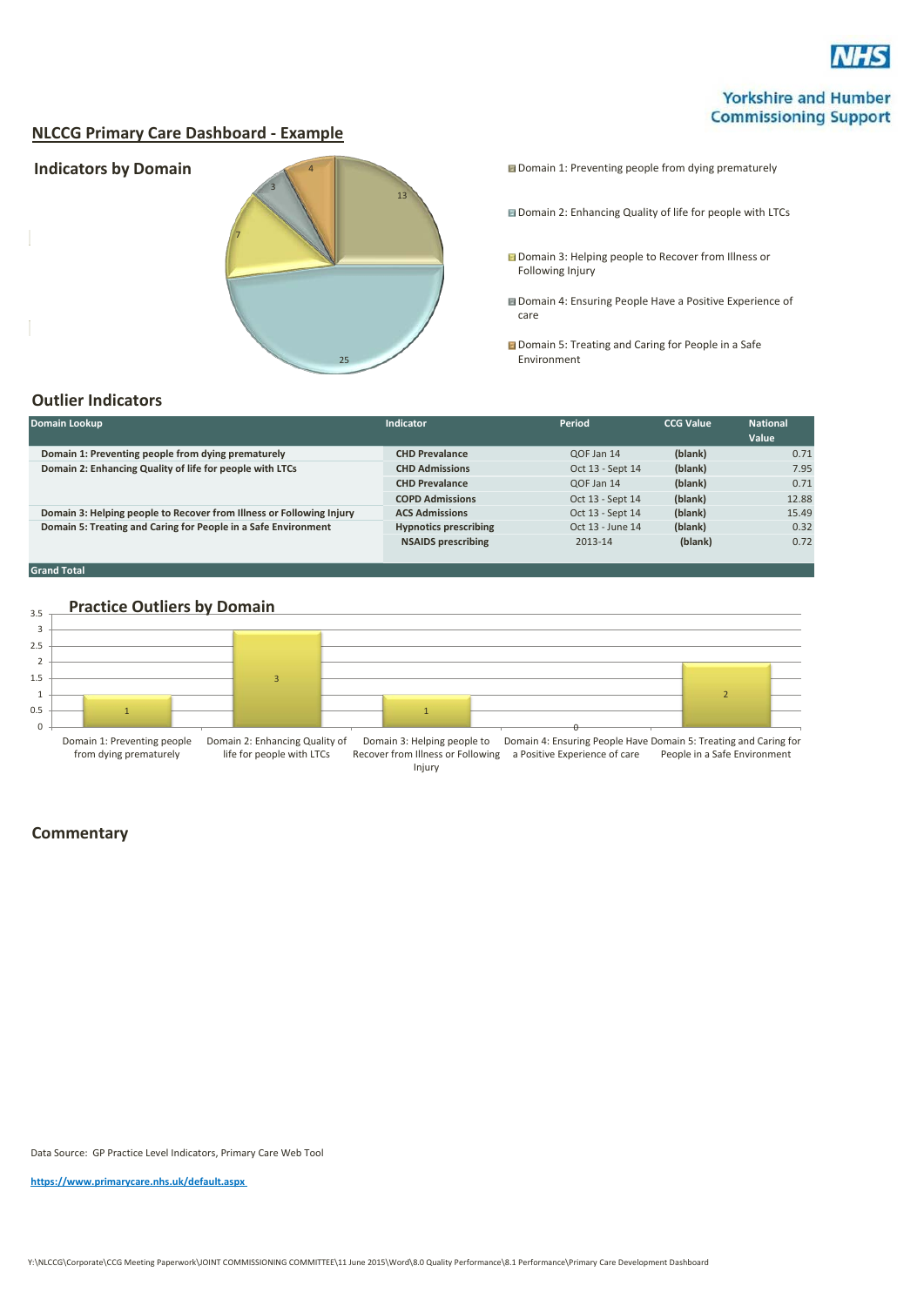NHS

Yorkshire and Humber Commissioning Support

## NLCCG Primary Care Dashboard - Example

### Indicators by Domain

- Domain 1: Preventing people from dying prematurely
- Domain 2: Enhancing Quality of life for people with LTCs
- Domain 3: Helping people to Recover from Illness or Following Injury
- Domain 4: Ensuring People Have a Positive Experience of care
- Domain 5: Treating and Caring for People in a Safe Environment

13, 25, 7, 3, 4

### Outlier Indicators

| Domain Lookup | Indicator | Period | CCG Value | National Value |
|---|---|---|---|---|
| Domain 1: Preventing people from dying prematurely | CHD Prevalance | QOF Jan 14 | (blank) | 0.71 |
| Domain 2: Enhancing Quality of life for people with LTCs | CHD Admissions | Oct 13 - Sept 14 | (blank) | 7.95 |
| | CHD Prevalance | QOF Jan 14 | (blank) | 0.71 |
| | COPD Admissions | Oct 13 - Sept 14 | (blank) | 12.88 |
| Domain 3: Helping people to Recover from Illness or Following Injury | ACS Admissions | Oct 13 - Sept 14 | (blank) | 15.49 |
| Domain 5: Treating and Caring for People in a Safe Environment | Hypnotics prescribing | Oct 13 - June 14 | (blank) | 0.32 |
| | NSAIDS prescribing | 2013-14 | (blank) | 0.72 |
| Grand Total | | | | |

### Practice Outliers by Domain

| Domain | Practice Outliers |
|---|---|
| Domain 1: Preventing people from dying prematurely | 1 |
| Domain 2: Enhancing Quality of life for people with LTCs | 3 |
| Domain 3: Helping people to Recover from Illness or Following Injury | 1 |
| Domain 4: Ensuring People Have a Positive Experience of care | 0 |
| Domain 5: Treating and Caring for People in a Safe Environment | 2 |

### Commentary

Data Source: GP Practice Level Indicators, Primary Care Web Tool

https://www.primarycare.nhs.uk/default.aspx

Y:\NLCCG\Corporate\CCG Meeting Paperwork\JOINT COMMISSIONING COMMITTEE\11 June 2015\Word\8.0 Quality Performance\8.1 Performance\Primary Care Development Dashboard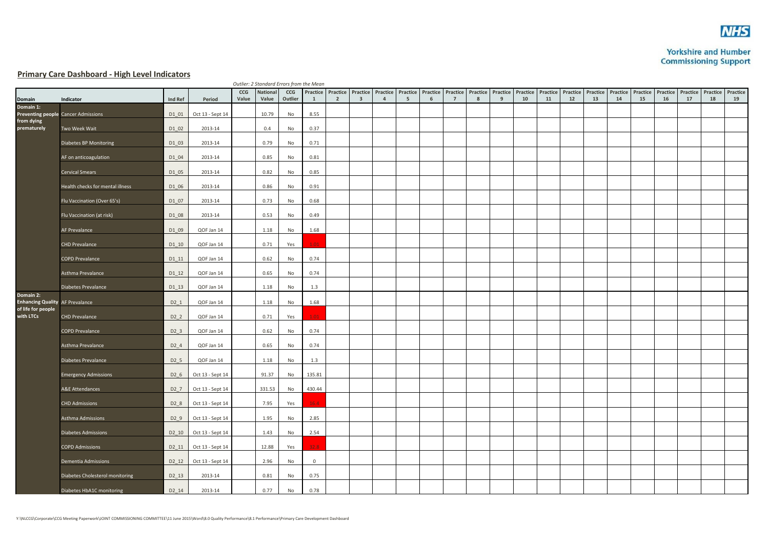## Primary Care Dashboard - High Level Indicators

*Outlier: 2 Standard Errors from the Mean*

| Domain | Indicator | Ind Ref | Period | CCG Value | National Value | CCG Outlier | Practice 1 | Practice 2 | Practice 3 | Practice 4 | Practice 5 | Practice 6 | Practice 7 | Practice 8 | Practice 9 | Practice 10 | Practice 11 | Practice 12 | Practice 13 | Practice 14 | Practice 15 | Practice 16 | Practice 17 | Practice 18 | Practice 19 |
|---|---|---|---|---|---|---|---|---|---|---|---|---|---|---|---|---|---|---|---|---|---|---|---|---|---|
| Domain 1: Preventing people from dying prematurely | Cancer Admissions | D1_01 | Oct 13 - Sept 14 | | 10.79 | No | 8.55 | | | | | | | | | | | | | | | | | | |
| | Two Week Wait | D1_02 | 2013-14 | | 0.4 | No | 0.37 | | | | | | | | | | | | | | | | | | |
| | Diabetes BP Monitoring | D1_03 | 2013-14 | | 0.79 | No | 0.71 | | | | | | | | | | | | | | | | | | |
| | AF on anticoagulation | D1_04 | 2013-14 | | 0.85 | No | 0.81 | | | | | | | | | | | | | | | | | | |
| | Cervical Smears | D1_05 | 2013-14 | | 0.82 | No | 0.85 | | | | | | | | | | | | | | | | | | |
| | Health checks for mental illness | D1_06 | 2013-14 | | 0.86 | No | 0.91 | | | | | | | | | | | | | | | | | | |
| | Flu Vaccination (Over 65's) | D1_07 | 2013-14 | | 0.73 | No | 0.68 | | | | | | | | | | | | | | | | | | |
| | Flu Vaccination (at risk) | D1_08 | 2013-14 | | 0.53 | No | 0.49 | | | | | | | | | | | | | | | | | | |
| | AF Prevalance | D1_09 | QOF Jan 14 | | 1.18 | No | 1.68 | | | | | | | | | | | | | | | | | | |
| | CHD Prevalance | D1_10 | QOF Jan 14 | | 0.71 | Yes | 1.01 | | | | | | | | | | | | | | | | | | |
| | COPD Prevalance | D1_11 | QOF Jan 14 | | 0.62 | No | 0.74 | | | | | | | | | | | | | | | | | | |
| | Asthma Prevalance | D1_12 | QOF Jan 14 | | 0.65 | No | 0.74 | | | | | | | | | | | | | | | | | | |
| | Diabetes Prevalance | D1_13 | QOF Jan 14 | | 1.18 | No | 1.3 | | | | | | | | | | | | | | | | | | |
| Domain 2: Enhancing Quality of life for people with LTCs | AF Prevalance | D2_1 | QOF Jan 14 | | 1.18 | No | 1.68 | | | | | | | | | | | | | | | | | | |
| | CHD Prevalance | D2_2 | QOF Jan 14 | | 0.71 | Yes | 1.01 | | | | | | | | | | | | | | | | | | |
| | COPD Prevalance | D2_3 | QOF Jan 14 | | 0.62 | No | 0.74 | | | | | | | | | | | | | | | | | | |
| | Asthma Prevalance | D2_4 | QOF Jan 14 | | 0.65 | No | 0.74 | | | | | | | | | | | | | | | | | | |
| | Diabetes Prevalance | D2_5 | QOF Jan 14 | | 1.18 | No | 1.3 | | | | | | | | | | | | | | | | | | |
| | Emergency Admissions | D2_6 | Oct 13 - Sept 14 | | 91.37 | No | 135.81 | | | | | | | | | | | | | | | | | | |
| | A&E Attendances | D2_7 | Oct 13 - Sept 14 | | 331.53 | No | 430.44 | | | | | | | | | | | | | | | | | | |
| | CHD Admissions | D2_8 | Oct 13 - Sept 14 | | 7.95 | Yes | 16.4 | | | | | | | | | | | | | | | | | | |
| | Asthma Admissions | D2_9 | Oct 13 - Sept 14 | | 1.95 | No | 2.85 | | | | | | | | | | | | | | | | | | |
| | Diabetes Admissions | D2_10 | Oct 13 - Sept 14 | | 1.43 | No | 2.54 | | | | | | | | | | | | | | | | | | |
| | COPD Admissions | D2_11 | Oct 13 - Sept 14 | | 12.88 | Yes | 22.8 | | | | | | | | | | | | | | | | | | |
| | Dementia Admissions | D2_12 | Oct 13 - Sept 14 | | 2.96 | No | 0 | | | | | | | | | | | | | | | | | | |
| | Diabetes Cholesterol monitoring | D2_13 | 2013-14 | | 0.81 | No | 0.75 | | | | | | | | | | | | | | | | | | |
| | Diabetes HbA1C monitoring | D2_14 | 2013-14 | | 0.77 | No | 0.78 | | | | | | | | | | | | | | | | | | |

Y:\NLCCG\Corporate\CCG Meeting Paperwork\JOINT COMMISSIONING COMMITTEE\11 June 2015\Word\8.0 Quality Performance\8.1 Performance\Primary Care Development Dashboard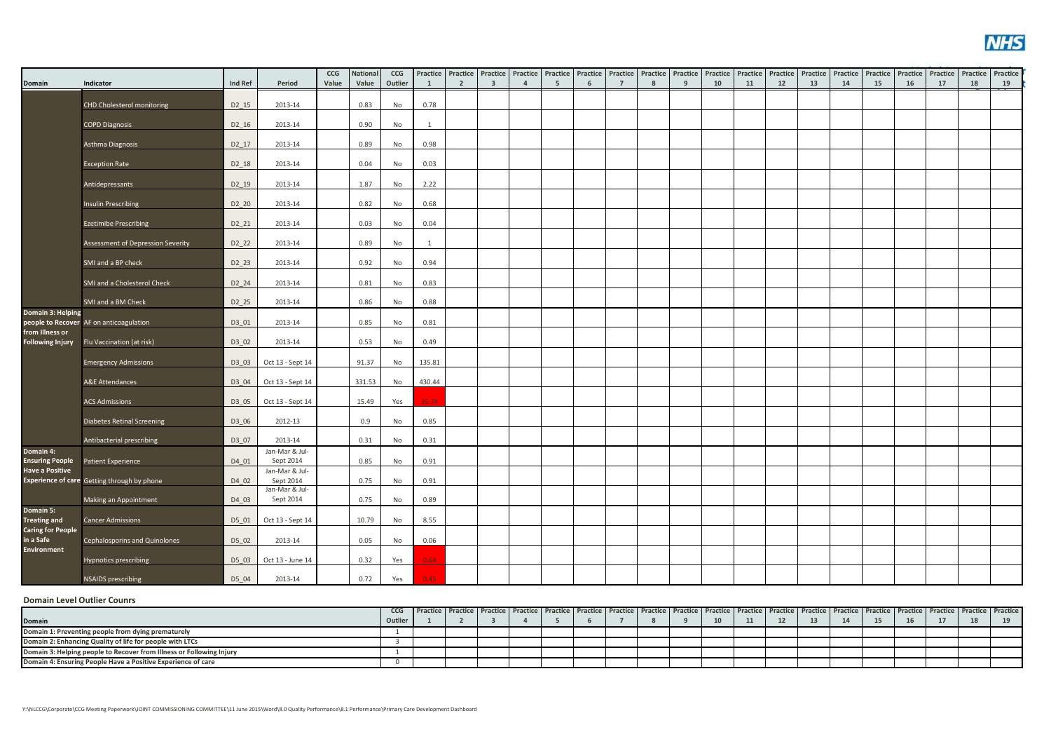| Domain | Indicator | Ind Ref | Period | CCG Value | National Value | CCG Outlier | Practice 1 | Practice 2 | Practice 3 | Practice 4 | Practice 5 | Practice 6 | Practice 7 | Practice 8 | Practice 9 | Practice 10 | Practice 11 | Practice 12 | Practice 13 | Practice 14 | Practice 15 | Practice 16 | Practice 17 | Practice 18 | Practice 19 |
|---|---|---|---|---|---|---|---|---|---|---|---|---|---|---|---|---|---|---|---|---|---|---|---|---|---|
| | CHD Cholesterol monitoring | D2_15 | 2013-14 | | 0.83 | No | 0.78 | | | | | | | | | | | | | | | | | | |
| | COPD Diagnosis | D2_16 | 2013-14 | | 0.90 | No | 1 | | | | | | | | | | | | | | | | | | |
| | Asthma Diagnosis | D2_17 | 2013-14 | | 0.89 | No | 0.98 | | | | | | | | | | | | | | | | | | |
| | Exception Rate | D2_18 | 2013-14 | | 0.04 | No | 0.03 | | | | | | | | | | | | | | | | | | |
| | Antidepressants | D2_19 | 2013-14 | | 1.87 | No | 2.22 | | | | | | | | | | | | | | | | | | |
| | Insulin Prescribing | D2_20 | 2013-14 | | 0.82 | No | 0.68 | | | | | | | | | | | | | | | | | | |
| | Ezetimibe Prescribing | D2_21 | 2013-14 | | 0.03 | No | 0.04 | | | | | | | | | | | | | | | | | | |
| | Assessment of Depression Severity | D2_22 | 2013-14 | | 0.89 | No | 1 | | | | | | | | | | | | | | | | | | |
| | SMI and a BP check | D2_23 | 2013-14 | | 0.92 | No | 0.94 | | | | | | | | | | | | | | | | | | |
| | SMI and a Cholesterol Check | D2_24 | 2013-14 | | 0.81 | No | 0.83 | | | | | | | | | | | | | | | | | | |
| | SMI and a BM Check | D2_25 | 2013-14 | | 0.86 | No | 0.88 | | | | | | | | | | | | | | | | | | |
| Domain 3: Helping people to Recover from Illness or Following Injury | AF on anticoagulation | D3_01 | 2013-14 | | 0.85 | No | 0.81 | | | | | | | | | | | | | | | | | | |
| | Flu Vaccination (at risk) | D3_02 | 2013-14 | | 0.53 | No | 0.49 | | | | | | | | | | | | | | | | | | |
| | Emergency Admissions | D3_03 | Oct 13 - Sept 14 | | 91.37 | No | 135.81 | | | | | | | | | | | | | | | | | | |
| | A&E Attendances | D3_04 | Oct 13 - Sept 14 | | 331.53 | No | 430.44 | | | | | | | | | | | | | | | | | | |
| | ACS Admissions | D3_05 | Oct 13 - Sept 14 | | 15.49 | Yes | 35.74 | | | | | | | | | | | | | | | | | | |
| | Diabetes Retinal Screening | D3_06 | 2012-13 | | 0.9 | No | 0.85 | | | | | | | | | | | | | | | | | | |
| | Antibacterial prescribing | D3_07 | 2013-14 | | 0.31 | No | 0.31 | | | | | | | | | | | | | | | | | | |
| Domain 4: Ensuring People Have a Positive Experience of care | Patient Experience | D4_01 | Jan-Mar & Jul-Sept 2014 | | 0.85 | No | 0.91 | | | | | | | | | | | | | | | | | | |
| | Getting through by phone | D4_02 | Jan-Mar & Jul-Sept 2014 | | 0.75 | No | 0.91 | | | | | | | | | | | | | | | | | | |
| | Making an Appointment | D4_03 | Jan-Mar & Jul-Sept 2014 | | 0.75 | No | 0.89 | | | | | | | | | | | | | | | | | | |
| Domain 5: Treating and Caring for People in a Safe Environment | Cancer Admissions | D5_01 | Oct 13 - Sept 14 | | 10.79 | No | 8.55 | | | | | | | | | | | | | | | | | | |
| | Cephalosporins and Quinolones | D5_02 | 2013-14 | | 0.05 | No | 0.06 | | | | | | | | | | | | | | | | | | |
| | Hypnotics prescribing | D5_03 | Oct 13 - June 14 | | 0.32 | Yes | 0.64 | | | | | | | | | | | | | | | | | | |
| | NSAIDS prescribing | D5_04 | 2013-14 | | 0.72 | Yes | 0.45 | | | | | | | | | | | | | | | | | | |

### Domain Level Outlier Counrs

| Domain | CCG Outlier | Practice 1 | Practice 2 | Practice 3 | Practice 4 | Practice 5 | Practice 6 | Practice 7 | Practice 8 | Practice 9 | Practice 10 | Practice 11 | Practice 12 | Practice 13 | Practice 14 | Practice 15 | Practice 16 | Practice 17 | Practice 18 | Practice 19 |
|---|---|---|---|---|---|---|---|---|---|---|---|---|---|---|---|---|---|---|---|---|
| Domain 1: Preventing people from dying prematurely | 1 | | | | | | | | | | | | | | | | | | | |
| Domain 2: Enhancing Quality of life for people with LTCs | 3 | | | | | | | | | | | | | | | | | | | |
| Domain 3: Helping people to Recover from Illness or Following Injury | 1 | | | | | | | | | | | | | | | | | | | |
| Domain 4: Ensuring People Have a Positive Experience of care | 0 | | | | | | | | | | | | | | | | | | | |

Y:\NLCCG\Corporate\CCG Meeting Paperwork\JOINT COMMISSIONING COMMITTEE\11 June 2015\Word\8.0 Quality Performance\8.1 Performance\Primary Care Development Dashboard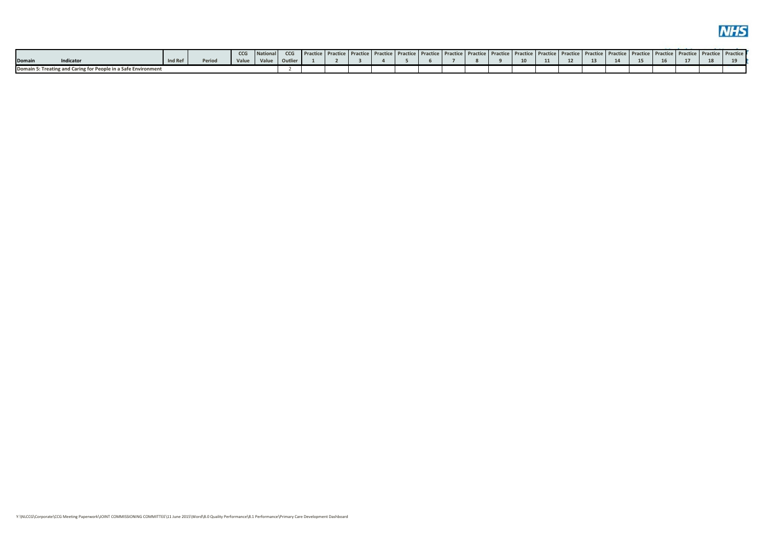| Domain | Indicator | Ind Ref | Period | CCG Value | National Value | CCG Outlier | Practice 1 | Practice 2 | Practice 3 | Practice 4 | Practice 5 | Practice 6 | Practice 7 | Practice 8 | Practice 9 | Practice 10 | Practice 11 | Practice 12 | Practice 13 | Practice 14 | Practice 15 | Practice 16 | Practice 17 | Practice 18 | Practice 19 |
|---|---|---|---|---|---|---|---|---|---|---|---|---|---|---|---|---|---|---|---|---|---|---|---|---|---|
| Domain 5: Treating and Caring for People in a Safe Environment | | | | | | 2 | | | | | | | | | | | | | | | | | | | |

Y:\NLCCG\Corporate\CCG Meeting Paperwork\JOINT COMMISSIONING COMMITTEE\11 June 2015\Word\8.0 Quality Performance\8.1 Performance\Primary Care Development Dashboard